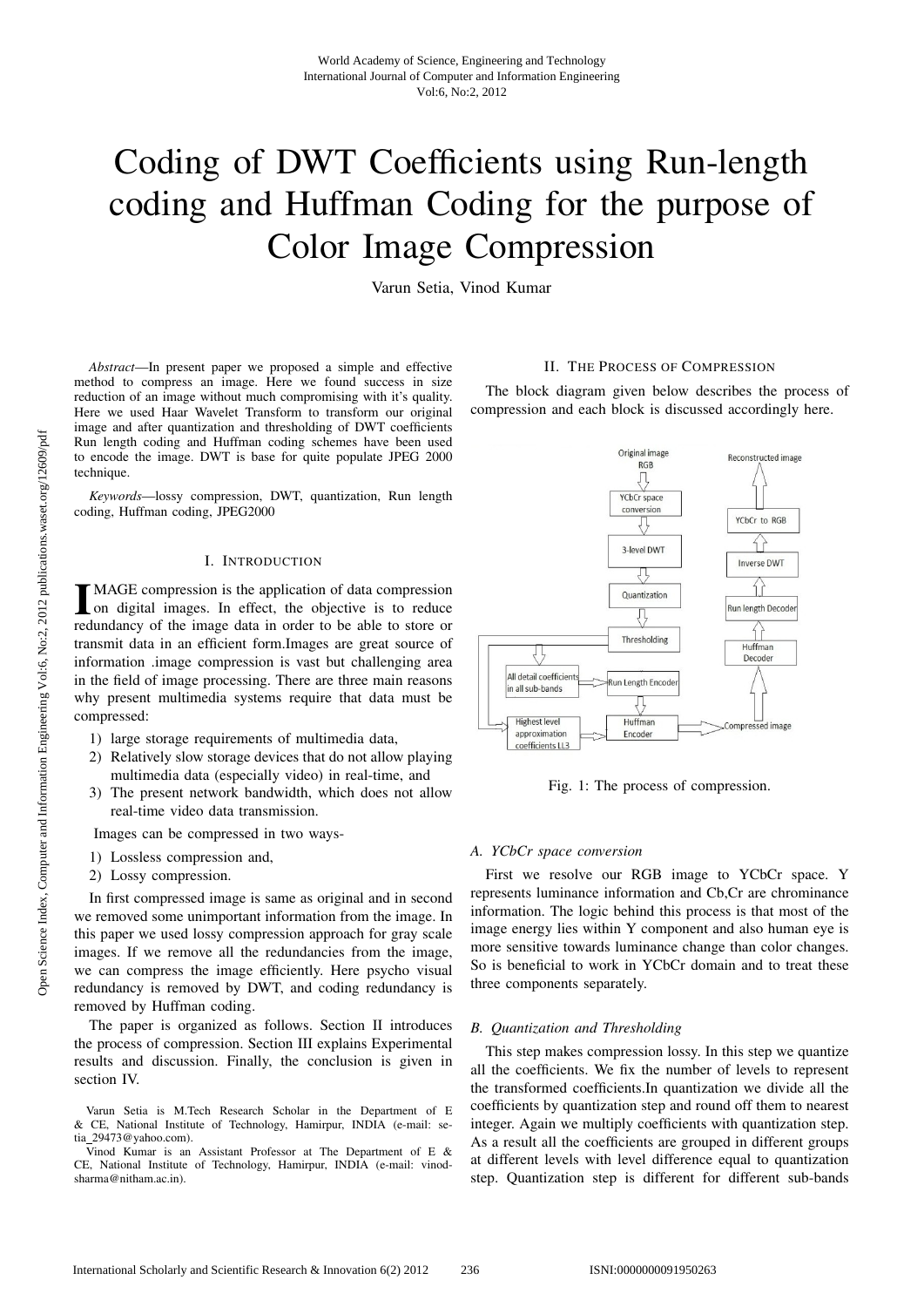# Coding of DWT Coefficients using Run-length coding and Huffman Coding for the purpose of Color Image Compression

Varun Setia, Vinod Kumar

*Abstract*—In present paper we proposed a simple and effective method to compress an image. Here we found success in size reduction of an image without much compromising with it's quality. Here we used Haar Wavelet Transform to transform our original image and after quantization and thresholding of DWT coefficients Run length coding and Huffman coding schemes have been used to encode the image. DWT is base for quite populate JPEG 2000 technique.

*Keywords*—lossy compression, DWT, quantization, Run length coding, Huffman coding, JPEG2000

## I. Introduction

IMAGE compression is the application of data compression on digital images. In effect, the objective is to reduce redundancy of the image data in order to be able to store or transmit data in an efficient form.Images are great source of information .image compression is vast but challenging area in the field of image processing. There are three main reasons why present multimedia systems require that data must be compressed:

1) large storage requirements of multimedia data,
2) Relatively slow storage devices that do not allow playing multimedia data (especially video) in real-time, and
3) The present network bandwidth, which does not allow real-time video data transmission.

Images can be compressed in two ways-

1) Lossless compression and,
2) Lossy compression.

In first compressed image is same as original and in second we removed some unimportant information from the image. In this paper we used lossy compression approach for gray scale images. If we remove all the redundancies from the image, we can compress the image efficiently. Here psycho visual redundancy is removed by DWT, and coding redundancy is removed by Huffman coding.

The paper is organized as follows. Section II introduces the process of compression. Section III explains Experimental results and discussion. Finally, the conclusion is given in section IV.

Varun Setia is M.Tech Research Scholar in the Department of E & CE, National Institute of Technology, Hamirpur, INDIA (e-mail: setia_29473@yahoo.com).

Vinod Kumar is an Assistant Professor at The Department of E & CE, National Institute of Technology, Hamirpur, INDIA (e-mail: vinodsharma@nitham.ac.in).

## II. The Process of Compression

The block diagram given below describes the process of compression and each block is discussed accordingly here.

Fig. 1: The process of compression.

### A. YCbCr space conversion

First we resolve our RGB image to YCbCr space. Y represents luminance information and Cb,Cr are chrominance information. The logic behind this process is that most of the image energy lies within Y component and also human eye is more sensitive towards luminance change than color changes. So is beneficial to work in YCbCr domain and to treat these three components separately.

### B. Quantization and Thresholding

This step makes compression lossy. In this step we quantize all the coefficients. We fix the number of levels to represent the transformed coefficients.In quantization we divide all the coefficients by quantization step and round off them to nearest integer. Again we multiply coefficients with quantization step. As a result all the coefficients are grouped in different groups at different levels with level difference equal to quantization step. Quantization step is different for different sub-bands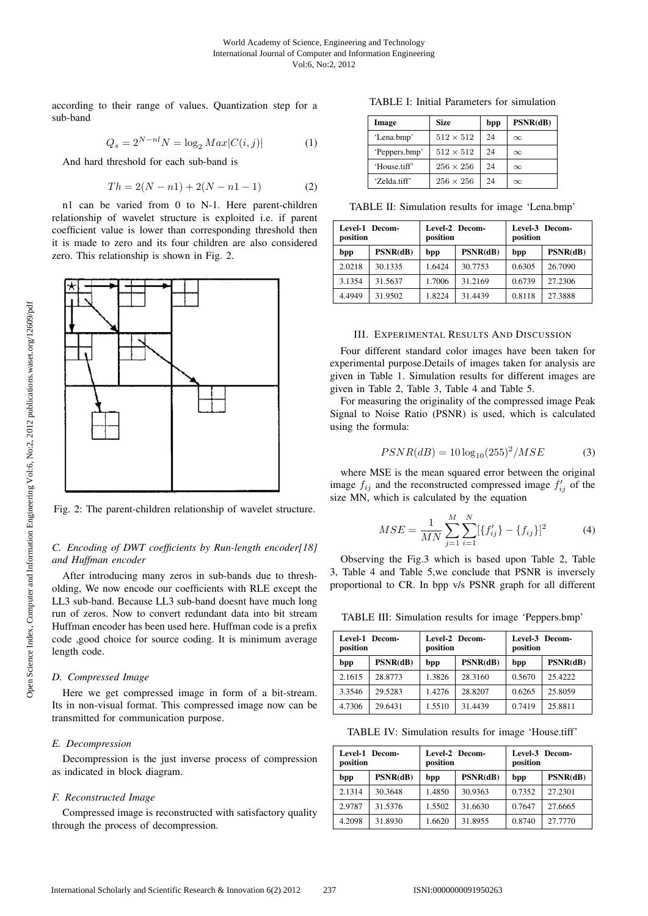according to their range of values. Quantization step for a sub-band

$$Q_s = 2^{N-nl} N = \log_2 Max|C(i,j)| \tag{1}$$

And hard threshold for each sub-band is

$$Th = 2(N - n1) + 2(N - n1 - 1) \tag{2}$$

n1 can be varied from 0 to N-1. Here parent-children relationship of wavelet structure is exploited i.e. if parent coefficient value is lower than corresponding threshold then it is made to zero and its four children are also considered zero. This relationship is shown in Fig. 2.

Fig. 2: The parent-children relationship of wavelet structure.

### C. Encoding of DWT coefficients by Run-length encoder[18] and Huffman encoder

After introducing many zeros in sub-bands due to thresholding, We now encode our coefficients with RLE except the LL3 sub-band. Because LL3 sub-band doesnt have much long run of zeros. Now to convert redundant data into bit stream Huffman encoder has been used here. Huffman code is a prefix code ,good choice for source coding. It is minimum average length code.

### D. Compressed Image

Here we get compressed image in form of a bit-stream. Its in non-visual format. This compressed image now can be transmitted for communication purpose.

### E. Decompression

Decompression is the just inverse process of compression as indicated in block diagram.

### F. Reconstructed Image

Compressed image is reconstructed with satisfactory quality through the process of decompression.

TABLE I: Initial Parameters for simulation

| Image | Size | bpp | PSNR(dB) |
|---|---|---|---|
| 'Lena.bmp' | $512 \times 512$ | 24 | $\infty$ |
| 'Peppers.bmp' | $512 \times 512$ | 24 | $\infty$ |
| 'House.tiff' | $256 \times 256$ | 24 | $\infty$ |
| 'Zelda.tiff' | $256 \times 256$ | 24 | $\infty$ |

TABLE II: Simulation results for image 'Lena.bmp'

| Level-1 Decomposition | | Level-2 Decomposition | | Level-3 Decomposition | |
|---|---|---|---|---|---|
| bpp | PSNR(dB) | bpp | PSNR(dB) | bpp | PSNR(dB) |
| 2.0218 | 30.1335 | 1.6424 | 30.7753 | 0.6305 | 26.7090 |
| 3.1354 | 31.5637 | 1.7006 | 31.2169 | 0.6739 | 27.2306 |
| 4.4949 | 31.9502 | 1.8224 | 31.4439 | 0.8118 | 27.3888 |

## III. Experimental Results And Discussion

Four different standard color images have been taken for experimental purpose.Details of images taken for analysis are given in Table 1. Simulation results for different images are given in Table 2, Table 3, Table 4 and Table 5.

For measuring the originality of the compressed image Peak Signal to Noise Ratio (PSNR) is used, which is calculated using the formula:

$$PSNR(dB) = 10 \log_{10}(255)^2 / MSE \tag{3}$$

where MSE is the mean squared error between the original image $f_{ij}$ and the reconstructed compressed image $f'_{ij}$ of the size MN, which is calculated by the equation

$$MSE = \frac{1}{MN} \sum_{j=1}^{M} \sum_{i=1}^{N} [\{f'_{ij}\} - \{f_{ij}\}]^2 \tag{4}$$

Observing the Fig.3 which is based upon Table 2, Table 3, Table 4 and Table 5,we conclude that PSNR is inversely proportional to CR. In bpp v/s PSNR graph for all different

TABLE III: Simulation results for image 'Peppers.bmp'

| Level-1 Decomposition | | Level-2 Decomposition | | Level-3 Decomposition | |
|---|---|---|---|---|---|
| bpp | PSNR(dB) | bpp | PSNR(dB) | bpp | PSNR(dB) |
| 2.1615 | 28.8773 | 1.3826 | 28.3160 | 0.5670 | 25.4222 |
| 3.3546 | 29.5283 | 1.4276 | 28.8207 | 0.6265 | 25.8059 |
| 4.7306 | 29.6431 | 1.5510 | 31.4439 | 0.7419 | 25.8811 |

TABLE IV: Simulation results for image 'House.tiff'

| Level-1 Decomposition | | Level-2 Decomposition | | Level-3 Decomposition | |
|---|---|---|---|---|---|
| bpp | PSNR(dB) | bpp | PSNR(dB) | bpp | PSNR(dB) |
| 2.1314 | 30.3648 | 1.4850 | 30.9363 | 0.7352 | 27.2301 |
| 2.9787 | 31.5376 | 1.5502 | 31.6630 | 0.7647 | 27.6665 |
| 4.2098 | 31.8930 | 1.6620 | 31.8955 | 0.8740 | 27.7770 |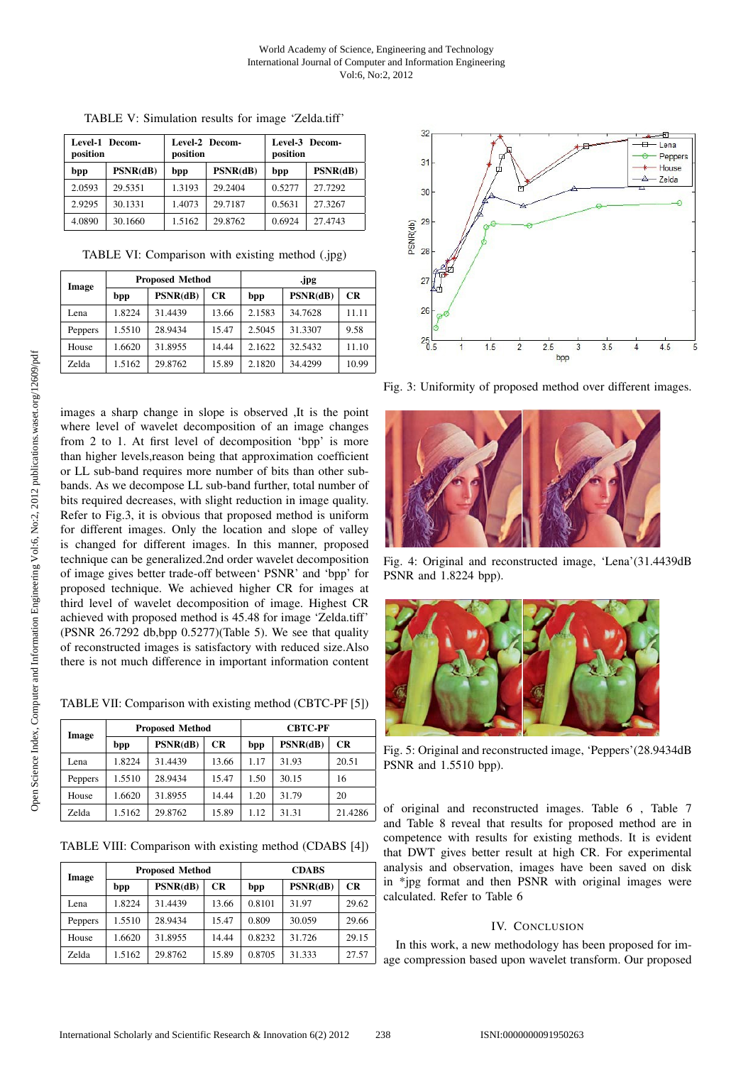TABLE V: Simulation results for image 'Zelda.tiff'

| Level-1 Decomposition | | Level-2 Decomposition | | Level-3 Decomposition | |
|---|---|---|---|---|---|
| bpp | PSNR(dB) | bpp | PSNR(dB) | bpp | PSNR(dB) |
| 2.0593 | 29.5351 | 1.3193 | 29.2404 | 0.5277 | 27.7292 |
| 2.9295 | 30.1331 | 1.4073 | 29.7187 | 0.5631 | 27.3267 |
| 4.0890 | 30.1660 | 1.5162 | 29.8762 | 0.6924 | 27.4743 |

TABLE VI: Comparison with existing method (.jpg)

| Image | Proposed Method | | | .jpg | | |
|---|---|---|---|---|---|---|
| | bpp | PSNR(dB) | CR | bpp | PSNR(dB) | CR |
| Lena | 1.8224 | 31.4439 | 13.66 | 2.1583 | 34.7628 | 11.11 |
| Peppers | 1.5510 | 28.9434 | 15.47 | 2.5045 | 31.3307 | 9.58 |
| House | 1.6620 | 31.8955 | 14.44 | 2.1622 | 32.5432 | 11.10 |
| Zelda | 1.5162 | 29.8762 | 15.89 | 2.1820 | 34.4299 | 10.99 |

images a sharp change in slope is observed ,It is the point where level of wavelet decomposition of an image changes from 2 to 1. At first level of decomposition 'bpp' is more than higher levels,reason being that approximation coefficient or LL sub-band requires more number of bits than other sub-bands. As we decompose LL sub-band further, total number of bits required decreases, with slight reduction in image quality. Refer to Fig.3, it is obvious that proposed method is uniform for different images. Only the location and slope of valley is changed for different images. In this manner, proposed technique can be generalized.2nd order wavelet decomposition of image gives better trade-off between' PSNR' and 'bpp' for proposed technique. We achieved higher CR for images at third level of wavelet decomposition of image. Highest CR achieved with proposed method is 45.48 for image 'Zelda.tiff' (PSNR 26.7292 db,bpp 0.5277)(Table 5). We see that quality of reconstructed images is satisfactory with reduced size.Also there is not much difference in important information content

TABLE VII: Comparison with existing method (CBTC-PF [5])

| Image | Proposed Method | | | CBTC-PF | | |
|---|---|---|---|---|---|---|
| | bpp | PSNR(dB) | CR | bpp | PSNR(dB) | CR |
| Lena | 1.8224 | 31.4439 | 13.66 | 1.17 | 31.93 | 20.51 |
| Peppers | 1.5510 | 28.9434 | 15.47 | 1.50 | 30.15 | 16 |
| House | 1.6620 | 31.8955 | 14.44 | 1.20 | 31.79 | 20 |
| Zelda | 1.5162 | 29.8762 | 15.89 | 1.12 | 31.31 | 21.4286 |

TABLE VIII: Comparison with existing method (CDABS [4])

| Image | Proposed Method | | | CDABS | | |
|---|---|---|---|---|---|---|
| | bpp | PSNR(dB) | CR | bpp | PSNR(dB) | CR |
| Lena | 1.8224 | 31.4439 | 13.66 | 0.8101 | 31.97 | 29.62 |
| Peppers | 1.5510 | 28.9434 | 15.47 | 0.809 | 30.059 | 29.66 |
| House | 1.6620 | 31.8955 | 14.44 | 0.8232 | 31.726 | 29.15 |
| Zelda | 1.5162 | 29.8762 | 15.89 | 0.8705 | 31.333 | 27.57 |

Fig. 3: Uniformity of proposed method over different images.

Fig. 4: Original and reconstructed image, 'Lena'(31.4439dB PSNR and 1.8224 bpp).

Fig. 5: Original and reconstructed image, 'Peppers'(28.9434dB PSNR and 1.5510 bpp).

of original and reconstructed images. Table 6 , Table 7 and Table 8 reveal that results for proposed method are in competence with results for existing methods. It is evident that DWT gives better result at high CR. For experimental analysis and observation, images have been saved on disk in *jpg format and then PSNR with original images were calculated. Refer to Table 6

## IV. Conclusion

In this work, a new methodology has been proposed for image compression based upon wavelet transform. Our proposed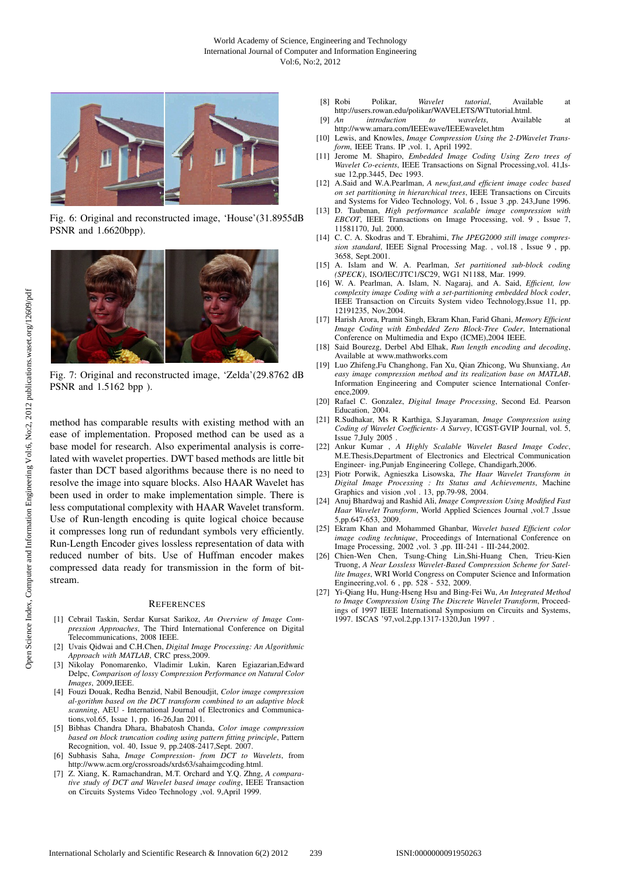Fig. 6: Original and reconstructed image, 'House'(31.8955dB PSNR and 1.6620bpp).

Fig. 7: Original and reconstructed image, 'Zelda'(29.8762 dB PSNR and 1.5162 bpp ).

method has comparable results with existing method with an ease of implementation. Proposed method can be used as a base model for research. Also experimental analysis is correlated with wavelet properties. DWT based methods are little bit faster than DCT based algorithms because there is no need to resolve the image into square blocks. Also HAAR Wavelet has been used in order to make implementation simple. There is less computational complexity with HAAR Wavelet transform. Use of Run-length encoding is quite logical choice because it compresses long run of redundant symbols very efficiently. Run-Length Encoder gives lossless representation of data with reduced number of bits. Use of Huffman encoder makes compressed data ready for transmission in the form of bitstream.

## REFERENCES

[1] Cebrail Taskin, Serdar Kursat Sarikoz, *An Overview of Image Compression Approaches*, The Third International Conference on Digital Telecommunications, 2008 IEEE.

[2] Uvais Qidwai and C.H.Chen, *Digital Image Processing: An Algorithmic Approach with MATLAB*, CRC press,2009.

[3] Nikolay Ponomarenko, Vladimir Lukin, Karen Egiazarian,Edward Delpc, *Comparison of lossy Compression Performance on Natural Color Images*, 2009,IEEE.

[4] Fouzi Douak, Redha Benzid, Nabil Benoudjit, *Color image compression al-gorithm based on the DCT transform combined to an adaptive block scanning*, AEU - International Journal of Electronics and Communications,vol.65, Issue 1, pp. 16-26,Jan 2011.

[5] Bibhas Chandra Dhara, Bhabatosh Chanda, *Color image compression based on block truncation coding using pattern fitting principle*, Pattern Recognition, vol. 40, Issue 9, pp.2408-2417,Sept. 2007.

[6] Subhasis Saha, *Image Compression- from DCT to Wavelets*, from http://www.acm.org/crossroads/xrds63/sahaimgcoding.html.

[7] Z. Xiang, K. Ramachandran, M.T. Orchard and Y.Q. Zhng, *A comparative study of DCT and Wavelet based image coding*, IEEE Transaction on Circuits Systems Video Technology ,vol. 9,April 1999.

[8] Robi Polikar, *Wavelet tutorial*, Available at http://users.rowan.edu/polikar/WAVELETS/WTtutorial.html.

[9] *An introduction to wavelets*, Available at http://www.amara.com/IEEEwave/IEEEwavelet.htm

[10] Lewis, and Knowles, *Image Compression Using the 2-DWavelet Transform*, IEEE Trans. IP ,vol. 1, April 1992.

[11] Jerome M. Shapiro, *Embedded Image Coding Using Zero trees of Wavelet Co-ecients*, IEEE Transactions on Signal Processing,vol. 41,Issue 12,pp.3445, Dec 1993.

[12] A.Said and W.A.Pearlman, *A new,fast,and efficient image codec based on set partitioning in hierarchical trees*, IEEE Transactions on Circuits and Systems for Video Technology, Vol. 6 , Issue 3 ,pp. 243,June 1996.

[13] D. Taubman, *High performance scalable image compression with EBCOT*, IEEE Transactions on Image Processing, vol. 9 , Issue 7, 11581170, Jul. 2000.

[14] C. C. A. Skodras and T. Ebrahimi, *The JPEG2000 still image compression standard*, IEEE Signal Processing Mag. , vol.18 , Issue 9 , pp. 3658, Sept.2001.

[15] A. Islam and W. A. Pearlman, *Set partitioned sub-block coding (SPECK)*, ISO/IEC/JTC1/SC29, WG1 N1188, Mar. 1999.

[16] W. A. Pearlman, A. Islam, N. Nagaraj, and A. Said, *Efficient, low complexity image Coding with a set-partitioning embedded block coder*, IEEE Transaction on Circuits System video Technology,Issue 11, pp. 12191235, Nov.2004.

[17] Harish Arora, Pramit Singh, Ekram Khan, Farid Ghani, *Memory Efficient Image Coding with Embedded Zero Block-Tree Coder*, International Conference on Multimedia and Expo (ICME),2004 IEEE.

[18] Said Bourezg, Derbel Abd Elhak, *Run length encoding and decoding*, Available at www.mathworks.com

[19] Luo Zhifeng,Fu Changhong, Fan Xu, Qian Zhicong, Wu Shunxiang, *An easy image compression method and its realization base on MATLAB*, Information Engineering and Computer science International Conference,2009.

[20] Rafael C. Gonzalez, *Digital Image Processing*, Second Ed. Pearson Education, 2004.

[21] R.Sudhakar, Ms R Karthiga, S.Jayaraman, *Image Compression using Coding of Wavelet Coefficients- A Survey*, ICGST-GVIP Journal, vol. 5, Issue 7,July 2005 .

[22] Ankur Kumar , *A Highly Scalable Wavelet Based Image Codec*, M.E.Thesis,Department of Electronics and Electrical Communication Engineer- ing,Punjab Engineering College, Chandigarh,2006.

[23] Piotr Porwik, Agnieszka Lisowska, *The Haar Wavelet Transform in Digital Image Processing : Its Status and Achievements*, Machine Graphics and vision ,vol . 13, pp.79-98, 2004.

[24] Anuj Bhardwaj and Rashid Ali, *Image Compression Using Modified Fast Haar Wavelet Transform*, World Applied Sciences Journal ,vol.7 ,Issue 5,pp.647-653, 2009.

[25] Ekram Khan and Mohammed Ghanbar, *Wavelet based Efficient color image coding technique*, Proceedings of International Conference on Image Processing, 2002 ,vol. 3 ,pp. III-241 - III-244,2002.

[26] Chien-Wen Chen, Tsung-Ching Lin,Shi-Huang Chen, Trieu-Kien Truong, *A Near Lossless Wavelet-Based Compression Scheme for Satellite Images*, WRI World Congress on Computer Science and Information Engineering,vol. 6 , pp. 528 - 532, 2009.

[27] Yi-Qiang Hu, Hung-Hseng Hsu and Bing-Fei Wu, *An Integrated Method to Image Compression Using The Discrete Wavelet Transform*, Proceedings of 1997 IEEE International Symposium on Circuits and Systems, 1997. ISCAS '97,vol.2,pp.1317-1320,Jun 1997 .